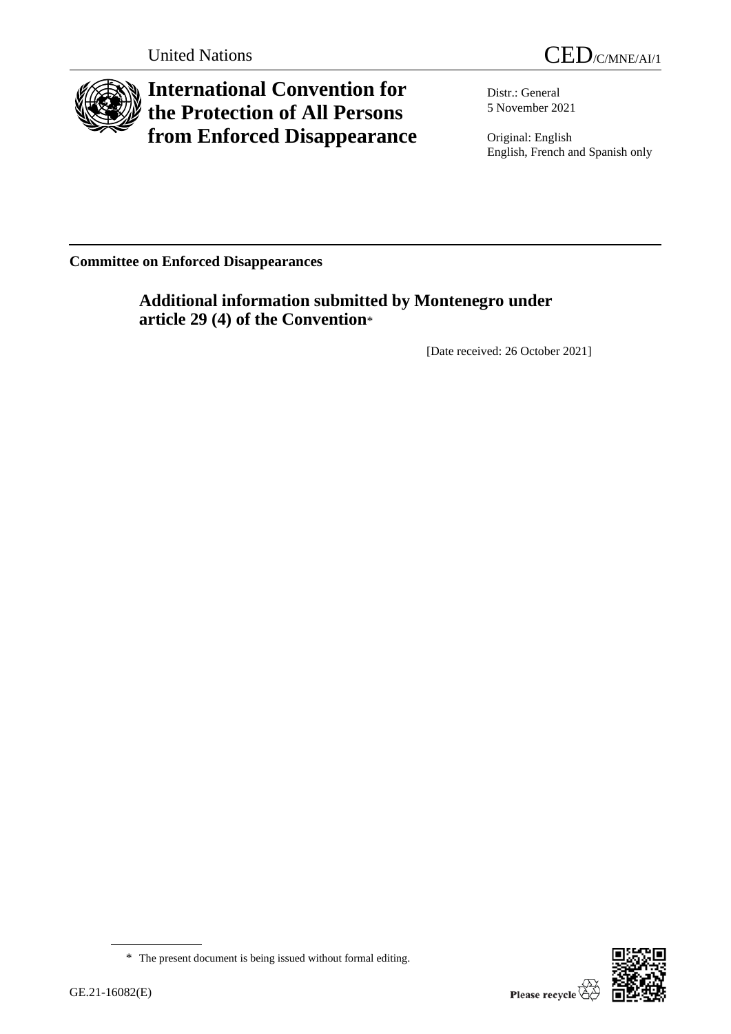United Nations

CED/C/MNE/AI/1

# International Convention for the Protection of All Persons from Enforced Disappearance

Distr.: General
5 November 2021

Original: English
English, French and Spanish only

**Committee on Enforced Disappearances**

## Additional information submitted by Montenegro under article 29 (4) of the Convention*

[Date received: 26 October 2021]

\* The present document is being issued without formal editing.

GE.21-16082(E)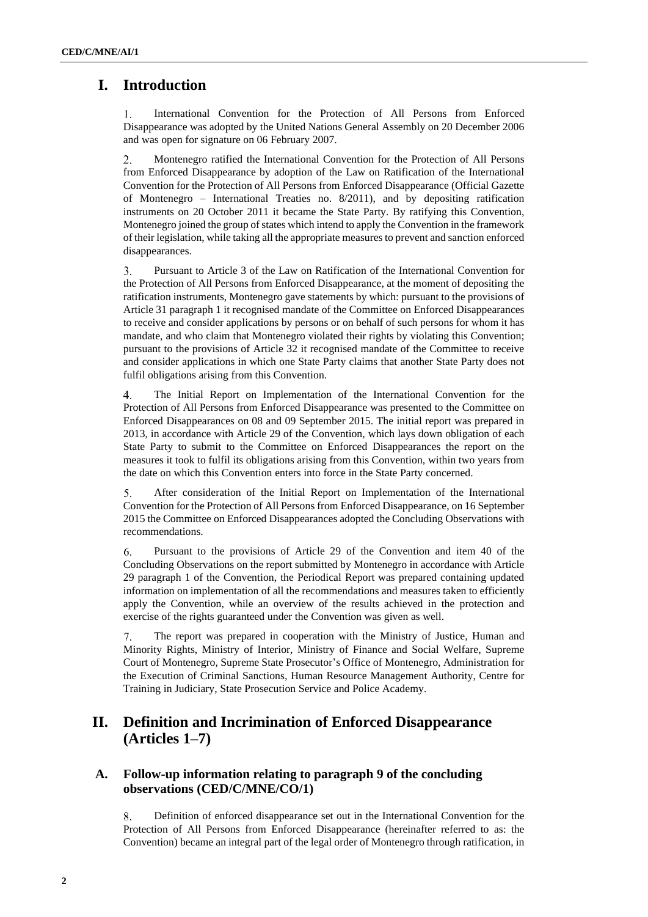# I. Introduction

1. International Convention for the Protection of All Persons from Enforced Disappearance was adopted by the United Nations General Assembly on 20 December 2006 and was open for signature on 06 February 2007.

2. Montenegro ratified the International Convention for the Protection of All Persons from Enforced Disappearance by adoption of the Law on Ratification of the International Convention for the Protection of All Persons from Enforced Disappearance (Official Gazette of Montenegro – International Treaties no. 8/2011), and by depositing ratification instruments on 20 October 2011 it became the State Party. By ratifying this Convention, Montenegro joined the group of states which intend to apply the Convention in the framework of their legislation, while taking all the appropriate measures to prevent and sanction enforced disappearances.

3. Pursuant to Article 3 of the Law on Ratification of the International Convention for the Protection of All Persons from Enforced Disappearance, at the moment of depositing the ratification instruments, Montenegro gave statements by which: pursuant to the provisions of Article 31 paragraph 1 it recognised mandate of the Committee on Enforced Disappearances to receive and consider applications by persons or on behalf of such persons for whom it has mandate, and who claim that Montenegro violated their rights by violating this Convention; pursuant to the provisions of Article 32 it recognised mandate of the Committee to receive and consider applications in which one State Party claims that another State Party does not fulfil obligations arising from this Convention.

4. The Initial Report on Implementation of the International Convention for the Protection of All Persons from Enforced Disappearance was presented to the Committee on Enforced Disappearances on 08 and 09 September 2015. The initial report was prepared in 2013, in accordance with Article 29 of the Convention, which lays down obligation of each State Party to submit to the Committee on Enforced Disappearances the report on the measures it took to fulfil its obligations arising from this Convention, within two years from the date on which this Convention enters into force in the State Party concerned.

5. After consideration of the Initial Report on Implementation of the International Convention for the Protection of All Persons from Enforced Disappearance, on 16 September 2015 the Committee on Enforced Disappearances adopted the Concluding Observations with recommendations.

6. Pursuant to the provisions of Article 29 of the Convention and item 40 of the Concluding Observations on the report submitted by Montenegro in accordance with Article 29 paragraph 1 of the Convention, the Periodical Report was prepared containing updated information on implementation of all the recommendations and measures taken to efficiently apply the Convention, while an overview of the results achieved in the protection and exercise of the rights guaranteed under the Convention was given as well.

7. The report was prepared in cooperation with the Ministry of Justice, Human and Minority Rights, Ministry of Interior, Ministry of Finance and Social Welfare, Supreme Court of Montenegro, Supreme State Prosecutor's Office of Montenegro, Administration for the Execution of Criminal Sanctions, Human Resource Management Authority, Centre for Training in Judiciary, State Prosecution Service and Police Academy.

# II. Definition and Incrimination of Enforced Disappearance (Articles 1–7)

## A. Follow-up information relating to paragraph 9 of the concluding observations (CED/C/MNE/CO/1)

8. Definition of enforced disappearance set out in the International Convention for the Protection of All Persons from Enforced Disappearance (hereinafter referred to as: the Convention) became an integral part of the legal order of Montenegro through ratification, in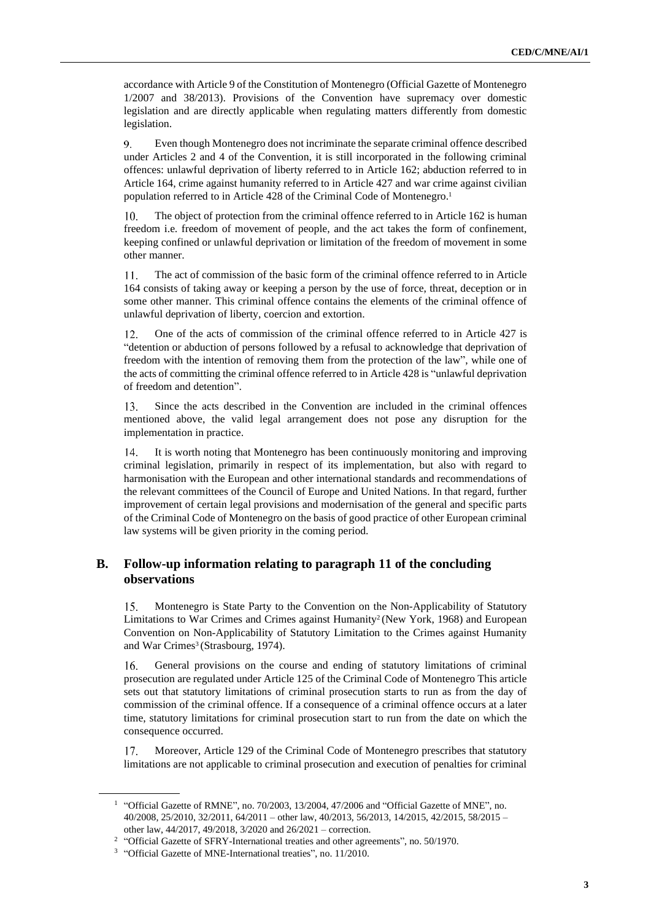accordance with Article 9 of the Constitution of Montenegro (Official Gazette of Montenegro 1/2007 and 38/2013). Provisions of the Convention have supremacy over domestic legislation and are directly applicable when regulating matters differently from domestic legislation.

9. Even though Montenegro does not incriminate the separate criminal offence described under Articles 2 and 4 of the Convention, it is still incorporated in the following criminal offences: unlawful deprivation of liberty referred to in Article 162; abduction referred to in Article 164, crime against humanity referred to in Article 427 and war crime against civilian population referred to in Article 428 of the Criminal Code of Montenegro.[1]

10. The object of protection from the criminal offence referred to in Article 162 is human freedom i.e. freedom of movement of people, and the act takes the form of confinement, keeping confined or unlawful deprivation or limitation of the freedom of movement in some other manner.

11. The act of commission of the basic form of the criminal offence referred to in Article 164 consists of taking away or keeping a person by the use of force, threat, deception or in some other manner. This criminal offence contains the elements of the criminal offence of unlawful deprivation of liberty, coercion and extortion.

12. One of the acts of commission of the criminal offence referred to in Article 427 is "detention or abduction of persons followed by a refusal to acknowledge that deprivation of freedom with the intention of removing them from the protection of the law", while one of the acts of committing the criminal offence referred to in Article 428 is "unlawful deprivation of freedom and detention".

13. Since the acts described in the Convention are included in the criminal offences mentioned above, the valid legal arrangement does not pose any disruption for the implementation in practice.

14. It is worth noting that Montenegro has been continuously monitoring and improving criminal legislation, primarily in respect of its implementation, but also with regard to harmonisation with the European and other international standards and recommendations of the relevant committees of the Council of Europe and United Nations. In that regard, further improvement of certain legal provisions and modernisation of the general and specific parts of the Criminal Code of Montenegro on the basis of good practice of other European criminal law systems will be given priority in the coming period.

## B. Follow-up information relating to paragraph 11 of the concluding observations

15. Montenegro is State Party to the Convention on the Non-Applicability of Statutory Limitations to War Crimes and Crimes against Humanity[2] (New York, 1968) and European Convention on Non-Applicability of Statutory Limitation to the Crimes against Humanity and War Crimes[3] (Strasbourg, 1974).

16. General provisions on the course and ending of statutory limitations of criminal prosecution are regulated under Article 125 of the Criminal Code of Montenegro This article sets out that statutory limitations of criminal prosecution starts to run as from the day of commission of the criminal offence. If a consequence of a criminal offence occurs at a later time, statutory limitations for criminal prosecution start to run from the date on which the consequence occurred.

17. Moreover, Article 129 of the Criminal Code of Montenegro prescribes that statutory limitations are not applicable to criminal prosecution and execution of penalties for criminal

---

[1] "Official Gazette of RMNE", no. 70/2003, 13/2004, 47/2006 and "Official Gazette of MNE", no. 40/2008, 25/2010, 32/2011, 64/2011 – other law, 40/2013, 56/2013, 14/2015, 42/2015, 58/2015 – other law, 44/2017, 49/2018, 3/2020 and 26/2021 – correction.

[2] "Official Gazette of SFRY-International treaties and other agreements", no. 50/1970.

[3] "Official Gazette of MNE-International treaties", no. 11/2010.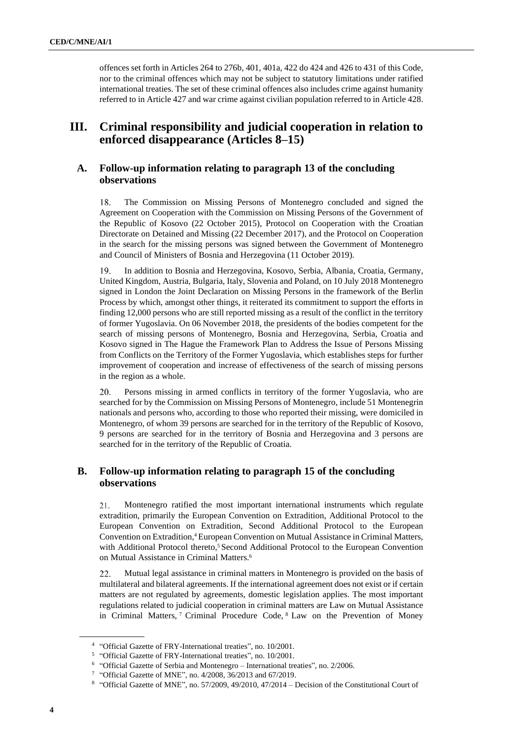offences set forth in Articles 264 to 276b, 401, 401a, 422 do 424 and 426 to 431 of this Code, nor to the criminal offences which may not be subject to statutory limitations under ratified international treaties. The set of these criminal offences also includes crime against humanity referred to in Article 427 and war crime against civilian population referred to in Article 428.

# III. Criminal responsibility and judicial cooperation in relation to enforced disappearance (Articles 8–15)

## A. Follow-up information relating to paragraph 13 of the concluding observations

18. The Commission on Missing Persons of Montenegro concluded and signed the Agreement on Cooperation with the Commission on Missing Persons of the Government of the Republic of Kosovo (22 October 2015), Protocol on Cooperation with the Croatian Directorate on Detained and Missing (22 December 2017), and the Protocol on Cooperation in the search for the missing persons was signed between the Government of Montenegro and Council of Ministers of Bosnia and Herzegovina (11 October 2019).

19. In addition to Bosnia and Herzegovina, Kosovo, Serbia, Albania, Croatia, Germany, United Kingdom, Austria, Bulgaria, Italy, Slovenia and Poland, on 10 July 2018 Montenegro signed in London the Joint Declaration on Missing Persons in the framework of the Berlin Process by which, amongst other things, it reiterated its commitment to support the efforts in finding 12,000 persons who are still reported missing as a result of the conflict in the territory of former Yugoslavia. On 06 November 2018, the presidents of the bodies competent for the search of missing persons of Montenegro, Bosnia and Herzegovina, Serbia, Croatia and Kosovo signed in The Hague the Framework Plan to Address the Issue of Persons Missing from Conflicts on the Territory of the Former Yugoslavia, which establishes steps for further improvement of cooperation and increase of effectiveness of the search of missing persons in the region as a whole.

20. Persons missing in armed conflicts in territory of the former Yugoslavia, who are searched for by the Commission on Missing Persons of Montenegro, include 51 Montenegrin nationals and persons who, according to those who reported their missing, were domiciled in Montenegro, of whom 39 persons are searched for in the territory of the Republic of Kosovo, 9 persons are searched for in the territory of Bosnia and Herzegovina and 3 persons are searched for in the territory of the Republic of Croatia.

## B. Follow-up information relating to paragraph 15 of the concluding observations

21. Montenegro ratified the most important international instruments which regulate extradition, primarily the European Convention on Extradition, Additional Protocol to the European Convention on Extradition, Second Additional Protocol to the European Convention on Extradition,[4] European Convention on Mutual Assistance in Criminal Matters, with Additional Protocol thereto,[5] Second Additional Protocol to the European Convention on Mutual Assistance in Criminal Matters.[6]

22. Mutual legal assistance in criminal matters in Montenegro is provided on the basis of multilateral and bilateral agreements. If the international agreement does not exist or if certain matters are not regulated by agreements, domestic legislation applies. The most important regulations related to judicial cooperation in criminal matters are Law on Mutual Assistance in Criminal Matters,[7] Criminal Procedure Code,[8] Law on the Prevention of Money

[4] "Official Gazette of FRY-International treaties", no. 10/2001.

[5] "Official Gazette of FRY-International treaties", no. 10/2001.

[6] "Official Gazette of Serbia and Montenegro – International treaties", no. 2/2006.

[7] "Official Gazette of MNE", no. 4/2008, 36/2013 and 67/2019.

[8] "Official Gazette of MNE", no. 57/2009, 49/2010, 47/2014 – Decision of the Constitutional Court of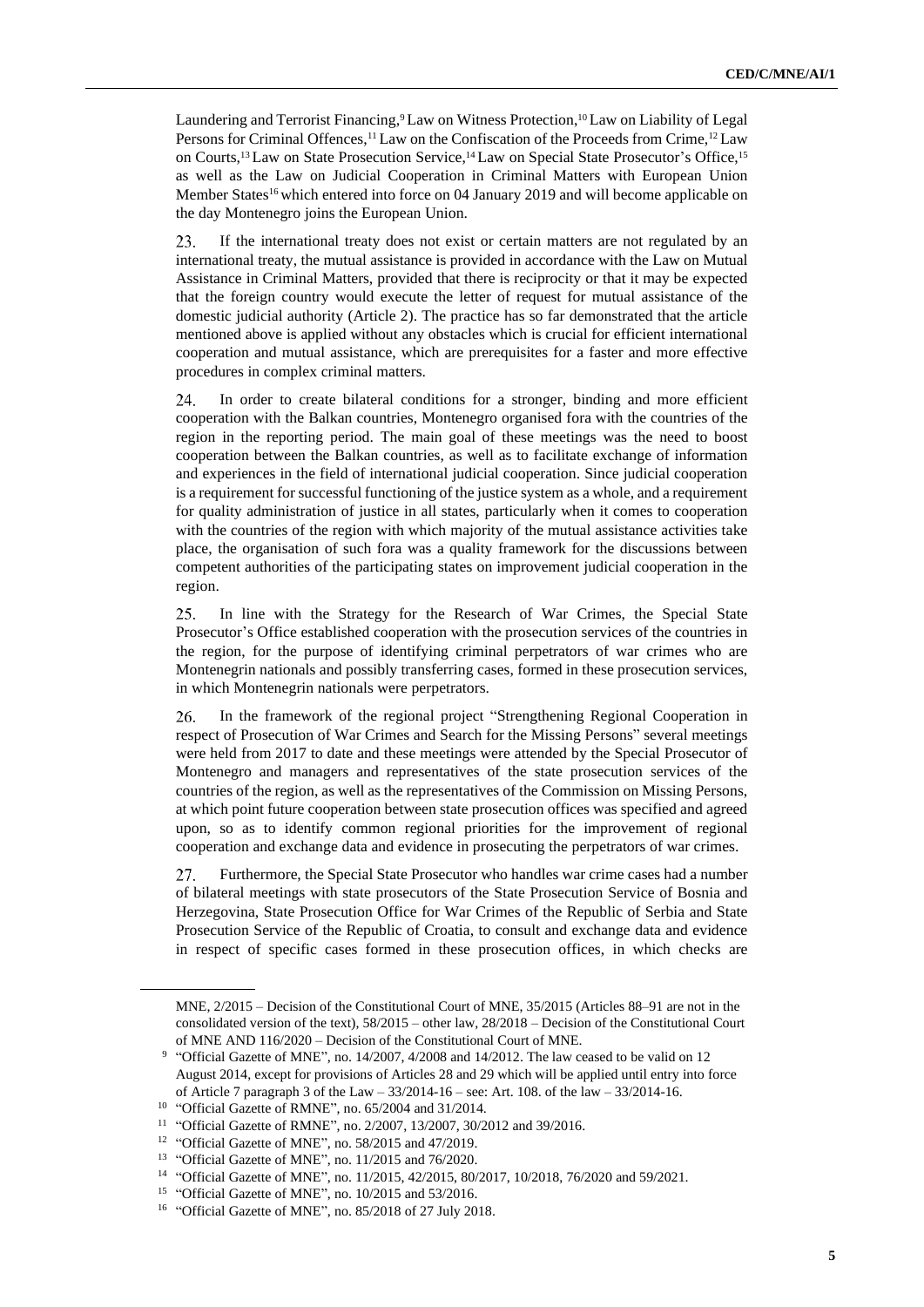Laundering and Terrorist Financing,[9] Law on Witness Protection,[10] Law on Liability of Legal Persons for Criminal Offences,[11] Law on the Confiscation of the Proceeds from Crime,[12] Law on Courts,[13] Law on State Prosecution Service,[14] Law on Special State Prosecutor's Office,[15] as well as the Law on Judicial Cooperation in Criminal Matters with European Union Member States[16] which entered into force on 04 January 2019 and will become applicable on the day Montenegro joins the European Union.

23. If the international treaty does not exist or certain matters are not regulated by an international treaty, the mutual assistance is provided in accordance with the Law on Mutual Assistance in Criminal Matters, provided that there is reciprocity or that it may be expected that the foreign country would execute the letter of request for mutual assistance of the domestic judicial authority (Article 2). The practice has so far demonstrated that the article mentioned above is applied without any obstacles which is crucial for efficient international cooperation and mutual assistance, which are prerequisites for a faster and more effective procedures in complex criminal matters.

24. In order to create bilateral conditions for a stronger, binding and more efficient cooperation with the Balkan countries, Montenegro organised fora with the countries of the region in the reporting period. The main goal of these meetings was the need to boost cooperation between the Balkan countries, as well as to facilitate exchange of information and experiences in the field of international judicial cooperation. Since judicial cooperation is a requirement for successful functioning of the justice system as a whole, and a requirement for quality administration of justice in all states, particularly when it comes to cooperation with the countries of the region with which majority of the mutual assistance activities take place, the organisation of such fora was a quality framework for the discussions between competent authorities of the participating states on improvement judicial cooperation in the region.

25. In line with the Strategy for the Research of War Crimes, the Special State Prosecutor's Office established cooperation with the prosecution services of the countries in the region, for the purpose of identifying criminal perpetrators of war crimes who are Montenegrin nationals and possibly transferring cases, formed in these prosecution services, in which Montenegrin nationals were perpetrators.

26. In the framework of the regional project "Strengthening Regional Cooperation in respect of Prosecution of War Crimes and Search for the Missing Persons" several meetings were held from 2017 to date and these meetings were attended by the Special Prosecutor of Montenegro and managers and representatives of the state prosecution services of the countries of the region, as well as the representatives of the Commission on Missing Persons, at which point future cooperation between state prosecution offices was specified and agreed upon, so as to identify common regional priorities for the improvement of regional cooperation and exchange data and evidence in prosecuting the perpetrators of war crimes.

27. Furthermore, the Special State Prosecutor who handles war crime cases had a number of bilateral meetings with state prosecutors of the State Prosecution Service of Bosnia and Herzegovina, State Prosecution Office for War Crimes of the Republic of Serbia and State Prosecution Service of the Republic of Croatia, to consult and exchange data and evidence in respect of specific cases formed in these prosecution offices, in which checks are

---

MNE, 2/2015 – Decision of the Constitutional Court of MNE, 35/2015 (Articles 88–91 are not in the consolidated version of the text), 58/2015 – other law, 28/2018 – Decision of the Constitutional Court of MNE AND 116/2020 – Decision of the Constitutional Court of MNE.

[9] "Official Gazette of MNE", no. 14/2007, 4/2008 and 14/2012. The law ceased to be valid on 12 August 2014, except for provisions of Articles 28 and 29 which will be applied until entry into force of Article 7 paragraph 3 of the Law – 33/2014-16 – see: Art. 108. of the law – 33/2014-16.

[10] "Official Gazette of RMNE", no. 65/2004 and 31/2014.

[11] "Official Gazette of RMNE", no. 2/2007, 13/2007, 30/2012 and 39/2016.

[12] "Official Gazette of MNE", no. 58/2015 and 47/2019.

[13] "Official Gazette of MNE", no. 11/2015 and 76/2020.

[14] "Official Gazette of MNE", no. 11/2015, 42/2015, 80/2017, 10/2018, 76/2020 and 59/2021.

[15] "Official Gazette of MNE", no. 10/2015 and 53/2016.

[16] "Official Gazette of MNE", no. 85/2018 of 27 July 2018.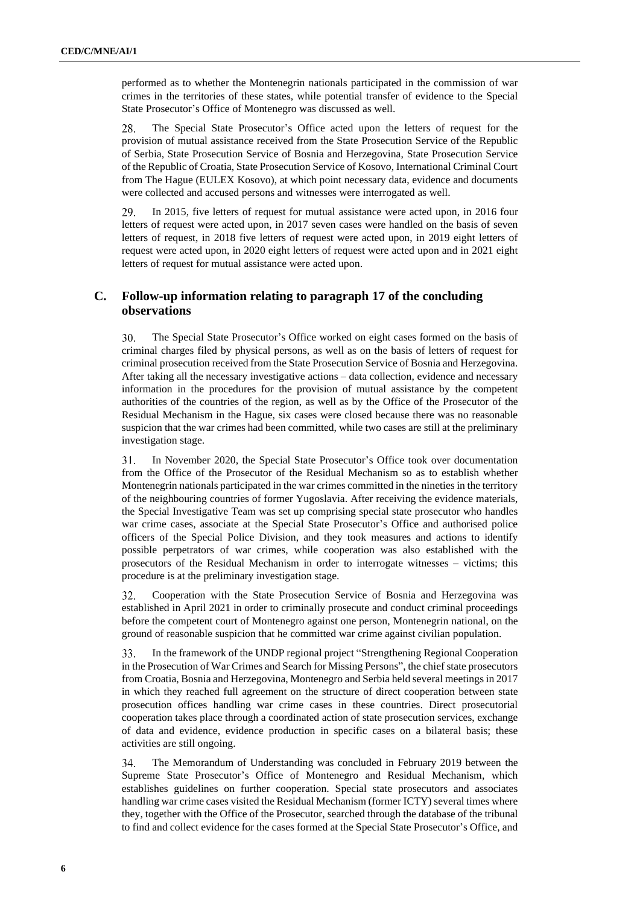performed as to whether the Montenegrin nationals participated in the commission of war crimes in the territories of these states, while potential transfer of evidence to the Special State Prosecutor's Office of Montenegro was discussed as well.

28. The Special State Prosecutor's Office acted upon the letters of request for the provision of mutual assistance received from the State Prosecution Service of the Republic of Serbia, State Prosecution Service of Bosnia and Herzegovina, State Prosecution Service of the Republic of Croatia, State Prosecution Service of Kosovo, International Criminal Court from The Hague (EULEX Kosovo), at which point necessary data, evidence and documents were collected and accused persons and witnesses were interrogated as well.

29. In 2015, five letters of request for mutual assistance were acted upon, in 2016 four letters of request were acted upon, in 2017 seven cases were handled on the basis of seven letters of request, in 2018 five letters of request were acted upon, in 2019 eight letters of request were acted upon, in 2020 eight letters of request were acted upon and in 2021 eight letters of request for mutual assistance were acted upon.

## C. Follow-up information relating to paragraph 17 of the concluding observations

30. The Special State Prosecutor's Office worked on eight cases formed on the basis of criminal charges filed by physical persons, as well as on the basis of letters of request for criminal prosecution received from the State Prosecution Service of Bosnia and Herzegovina. After taking all the necessary investigative actions – data collection, evidence and necessary information in the procedures for the provision of mutual assistance by the competent authorities of the countries of the region, as well as by the Office of the Prosecutor of the Residual Mechanism in the Hague, six cases were closed because there was no reasonable suspicion that the war crimes had been committed, while two cases are still at the preliminary investigation stage.

31. In November 2020, the Special State Prosecutor's Office took over documentation from the Office of the Prosecutor of the Residual Mechanism so as to establish whether Montenegrin nationals participated in the war crimes committed in the nineties in the territory of the neighbouring countries of former Yugoslavia. After receiving the evidence materials, the Special Investigative Team was set up comprising special state prosecutor who handles war crime cases, associate at the Special State Prosecutor's Office and authorised police officers of the Special Police Division, and they took measures and actions to identify possible perpetrators of war crimes, while cooperation was also established with the prosecutors of the Residual Mechanism in order to interrogate witnesses – victims; this procedure is at the preliminary investigation stage.

32. Cooperation with the State Prosecution Service of Bosnia and Herzegovina was established in April 2021 in order to criminally prosecute and conduct criminal proceedings before the competent court of Montenegro against one person, Montenegrin national, on the ground of reasonable suspicion that he committed war crime against civilian population.

33. In the framework of the UNDP regional project "Strengthening Regional Cooperation in the Prosecution of War Crimes and Search for Missing Persons", the chief state prosecutors from Croatia, Bosnia and Herzegovina, Montenegro and Serbia held several meetings in 2017 in which they reached full agreement on the structure of direct cooperation between state prosecution offices handling war crime cases in these countries. Direct prosecutorial cooperation takes place through a coordinated action of state prosecution services, exchange of data and evidence, evidence production in specific cases on a bilateral basis; these activities are still ongoing.

34. The Memorandum of Understanding was concluded in February 2019 between the Supreme State Prosecutor's Office of Montenegro and Residual Mechanism, which establishes guidelines on further cooperation. Special state prosecutors and associates handling war crime cases visited the Residual Mechanism (former ICTY) several times where they, together with the Office of the Prosecutor, searched through the database of the tribunal to find and collect evidence for the cases formed at the Special State Prosecutor's Office, and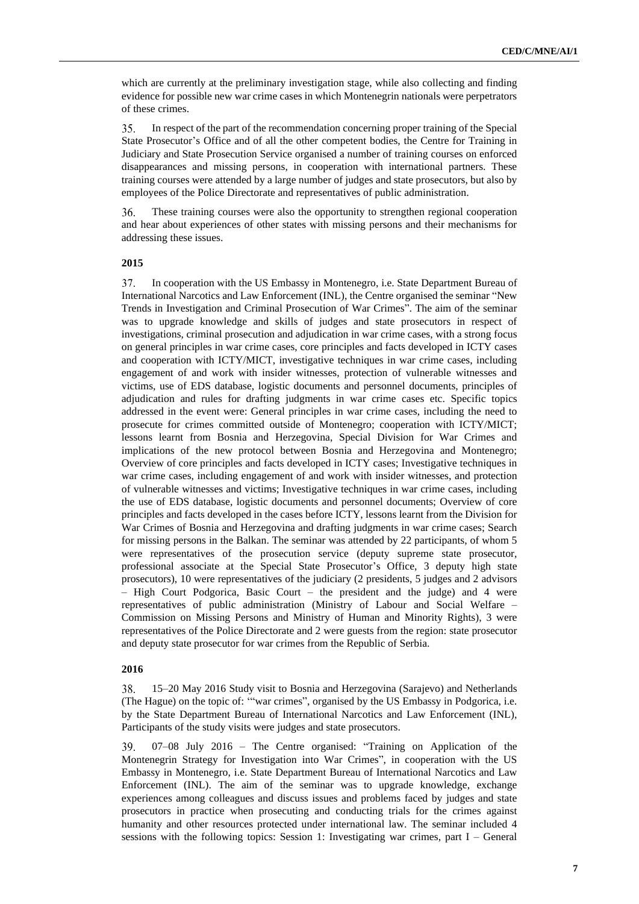which are currently at the preliminary investigation stage, while also collecting and finding evidence for possible new war crime cases in which Montenegrin nationals were perpetrators of these crimes.

35. In respect of the part of the recommendation concerning proper training of the Special State Prosecutor's Office and of all the other competent bodies, the Centre for Training in Judiciary and State Prosecution Service organised a number of training courses on enforced disappearances and missing persons, in cooperation with international partners. These training courses were attended by a large number of judges and state prosecutors, but also by employees of the Police Directorate and representatives of public administration.

36. These training courses were also the opportunity to strengthen regional cooperation and hear about experiences of other states with missing persons and their mechanisms for addressing these issues.

**2015**

37. In cooperation with the US Embassy in Montenegro, i.e. State Department Bureau of International Narcotics and Law Enforcement (INL), the Centre organised the seminar "New Trends in Investigation and Criminal Prosecution of War Crimes". The aim of the seminar was to upgrade knowledge and skills of judges and state prosecutors in respect of investigations, criminal prosecution and adjudication in war crime cases, with a strong focus on general principles in war crime cases, core principles and facts developed in ICTY cases and cooperation with ICTY/MICT, investigative techniques in war crime cases, including engagement of and work with insider witnesses, protection of vulnerable witnesses and victims, use of EDS database, logistic documents and personnel documents, principles of adjudication and rules for drafting judgments in war crime cases etc. Specific topics addressed in the event were: General principles in war crime cases, including the need to prosecute for crimes committed outside of Montenegro; cooperation with ICTY/MICT; lessons learnt from Bosnia and Herzegovina, Special Division for War Crimes and implications of the new protocol between Bosnia and Herzegovina and Montenegro; Overview of core principles and facts developed in ICTY cases; Investigative techniques in war crime cases, including engagement of and work with insider witnesses, and protection of vulnerable witnesses and victims; Investigative techniques in war crime cases, including the use of EDS database, logistic documents and personnel documents; Overview of core principles and facts developed in the cases before ICTY, lessons learnt from the Division for War Crimes of Bosnia and Herzegovina and drafting judgments in war crime cases; Search for missing persons in the Balkan. The seminar was attended by 22 participants, of whom 5 were representatives of the prosecution service (deputy supreme state prosecutor, professional associate at the Special State Prosecutor's Office, 3 deputy high state prosecutors), 10 were representatives of the judiciary (2 presidents, 5 judges and 2 advisors – High Court Podgorica, Basic Court – the president and the judge) and 4 were representatives of public administration (Ministry of Labour and Social Welfare – Commission on Missing Persons and Ministry of Human and Minority Rights), 3 were representatives of the Police Directorate and 2 were guests from the region: state prosecutor and deputy state prosecutor for war crimes from the Republic of Serbia.

**2016**

38. 15–20 May 2016 Study visit to Bosnia and Herzegovina (Sarajevo) and Netherlands (The Hague) on the topic of: '"war crimes", organised by the US Embassy in Podgorica, i.e. by the State Department Bureau of International Narcotics and Law Enforcement (INL), Participants of the study visits were judges and state prosecutors.

39. 07–08 July 2016 – The Centre organised: "Training on Application of the Montenegrin Strategy for Investigation into War Crimes", in cooperation with the US Embassy in Montenegro, i.e. State Department Bureau of International Narcotics and Law Enforcement (INL). The aim of the seminar was to upgrade knowledge, exchange experiences among colleagues and discuss issues and problems faced by judges and state prosecutors in practice when prosecuting and conducting trials for the crimes against humanity and other resources protected under international law. The seminar included 4 sessions with the following topics: Session 1: Investigating war crimes, part I – General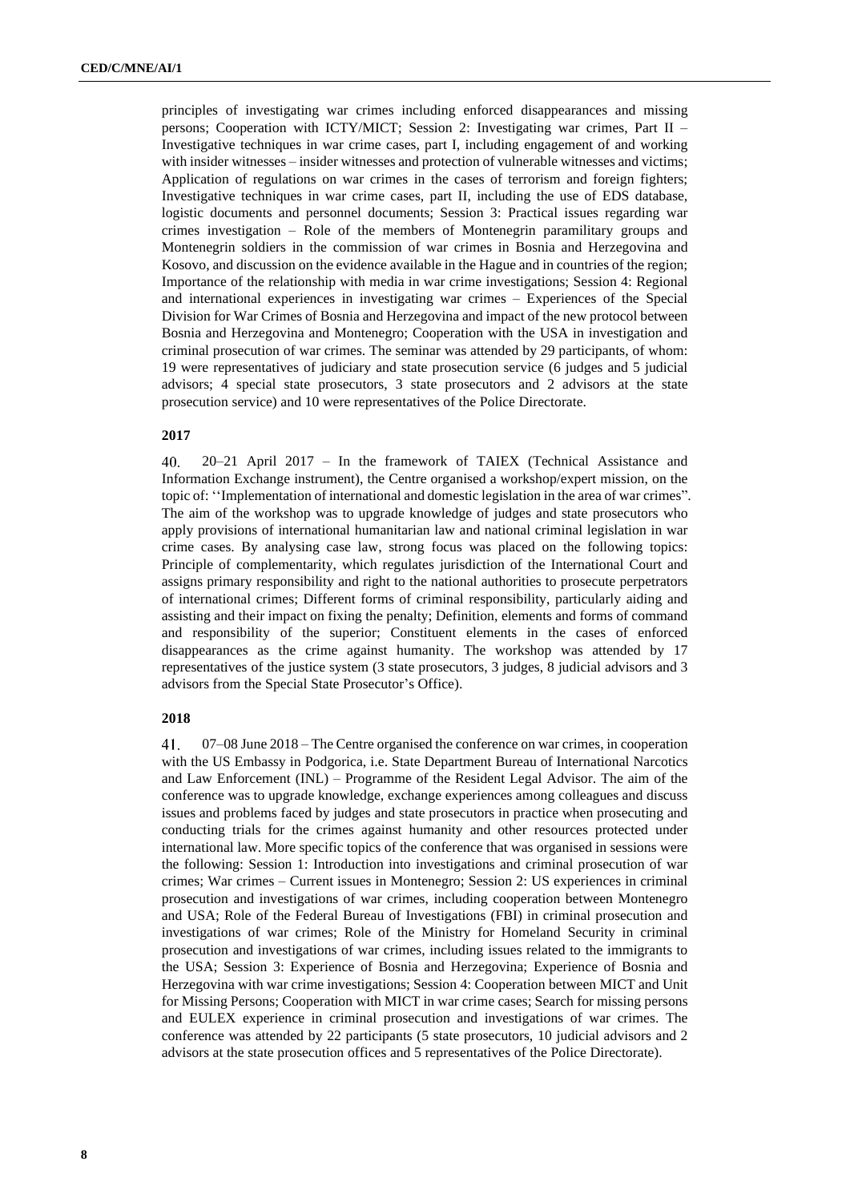principles of investigating war crimes including enforced disappearances and missing persons; Cooperation with ICTY/MICT; Session 2: Investigating war crimes, Part II – Investigative techniques in war crime cases, part I, including engagement of and working with insider witnesses – insider witnesses and protection of vulnerable witnesses and victims; Application of regulations on war crimes in the cases of terrorism and foreign fighters; Investigative techniques in war crime cases, part II, including the use of EDS database, logistic documents and personnel documents; Session 3: Practical issues regarding war crimes investigation – Role of the members of Montenegrin paramilitary groups and Montenegrin soldiers in the commission of war crimes in Bosnia and Herzegovina and Kosovo, and discussion on the evidence available in the Hague and in countries of the region; Importance of the relationship with media in war crime investigations; Session 4: Regional and international experiences in investigating war crimes – Experiences of the Special Division for War Crimes of Bosnia and Herzegovina and impact of the new protocol between Bosnia and Herzegovina and Montenegro; Cooperation with the USA in investigation and criminal prosecution of war crimes. The seminar was attended by 29 participants, of whom: 19 were representatives of judiciary and state prosecution service (6 judges and 5 judicial advisors; 4 special state prosecutors, 3 state prosecutors and 2 advisors at the state prosecution service) and 10 were representatives of the Police Directorate.

**2017**

40. 20–21 April 2017 – In the framework of TAIEX (Technical Assistance and Information Exchange instrument), the Centre organised a workshop/expert mission, on the topic of: ''Implementation of international and domestic legislation in the area of war crimes". The aim of the workshop was to upgrade knowledge of judges and state prosecutors who apply provisions of international humanitarian law and national criminal legislation in war crime cases. By analysing case law, strong focus was placed on the following topics: Principle of complementarity, which regulates jurisdiction of the International Court and assigns primary responsibility and right to the national authorities to prosecute perpetrators of international crimes; Different forms of criminal responsibility, particularly aiding and assisting and their impact on fixing the penalty; Definition, elements and forms of command and responsibility of the superior; Constituent elements in the cases of enforced disappearances as the crime against humanity. The workshop was attended by 17 representatives of the justice system (3 state prosecutors, 3 judges, 8 judicial advisors and 3 advisors from the Special State Prosecutor's Office).

**2018**

41. 07–08 June 2018 – The Centre organised the conference on war crimes, in cooperation with the US Embassy in Podgorica, i.e. State Department Bureau of International Narcotics and Law Enforcement (INL) – Programme of the Resident Legal Advisor. The aim of the conference was to upgrade knowledge, exchange experiences among colleagues and discuss issues and problems faced by judges and state prosecutors in practice when prosecuting and conducting trials for the crimes against humanity and other resources protected under international law. More specific topics of the conference that was organised in sessions were the following: Session 1: Introduction into investigations and criminal prosecution of war crimes; War crimes – Current issues in Montenegro; Session 2: US experiences in criminal prosecution and investigations of war crimes, including cooperation between Montenegro and USA; Role of the Federal Bureau of Investigations (FBI) in criminal prosecution and investigations of war crimes; Role of the Ministry for Homeland Security in criminal prosecution and investigations of war crimes, including issues related to the immigrants to the USA; Session 3: Experience of Bosnia and Herzegovina; Experience of Bosnia and Herzegovina with war crime investigations; Session 4: Cooperation between MICT and Unit for Missing Persons; Cooperation with MICT in war crime cases; Search for missing persons and EULEX experience in criminal prosecution and investigations of war crimes. The conference was attended by 22 participants (5 state prosecutors, 10 judicial advisors and 2 advisors at the state prosecution offices and 5 representatives of the Police Directorate).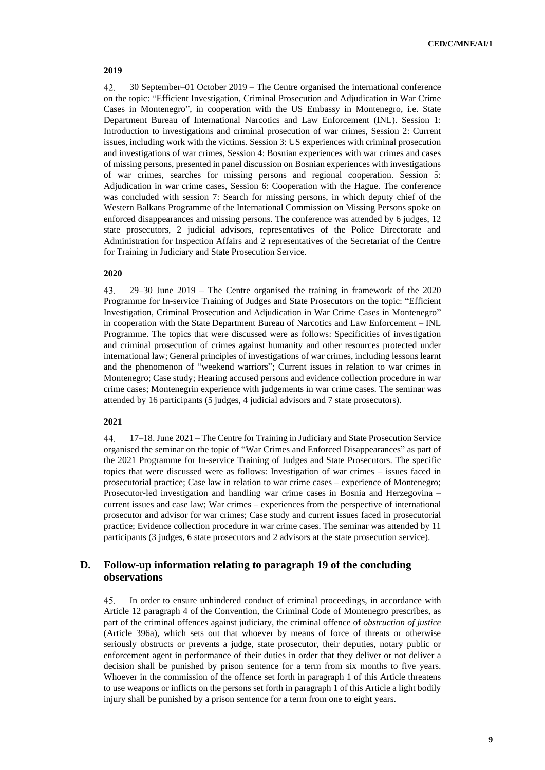**2019**

42. 30 September–01 October 2019 – The Centre organised the international conference on the topic: "Efficient Investigation, Criminal Prosecution and Adjudication in War Crime Cases in Montenegro", in cooperation with the US Embassy in Montenegro, i.e. State Department Bureau of International Narcotics and Law Enforcement (INL). Session 1: Introduction to investigations and criminal prosecution of war crimes, Session 2: Current issues, including work with the victims. Session 3: US experiences with criminal prosecution and investigations of war crimes, Session 4: Bosnian experiences with war crimes and cases of missing persons, presented in panel discussion on Bosnian experiences with investigations of war crimes, searches for missing persons and regional cooperation. Session 5: Adjudication in war crime cases, Session 6: Cooperation with the Hague. The conference was concluded with session 7: Search for missing persons, in which deputy chief of the Western Balkans Programme of the International Commission on Missing Persons spoke on enforced disappearances and missing persons. The conference was attended by 6 judges, 12 state prosecutors, 2 judicial advisors, representatives of the Police Directorate and Administration for Inspection Affairs and 2 representatives of the Secretariat of the Centre for Training in Judiciary and State Prosecution Service.

**2020**

43. 29–30 June 2019 – The Centre organised the training in framework of the 2020 Programme for In-service Training of Judges and State Prosecutors on the topic: "Efficient Investigation, Criminal Prosecution and Adjudication in War Crime Cases in Montenegro" in cooperation with the State Department Bureau of Narcotics and Law Enforcement – INL Programme. The topics that were discussed were as follows: Specificities of investigation and criminal prosecution of crimes against humanity and other resources protected under international law; General principles of investigations of war crimes, including lessons learnt and the phenomenon of "weekend warriors"; Current issues in relation to war crimes in Montenegro; Case study; Hearing accused persons and evidence collection procedure in war crime cases; Montenegrin experience with judgements in war crime cases. The seminar was attended by 16 participants (5 judges, 4 judicial advisors and 7 state prosecutors).

**2021**

44. 17–18. June 2021 – The Centre for Training in Judiciary and State Prosecution Service organised the seminar on the topic of "War Crimes and Enforced Disappearances" as part of the 2021 Programme for In-service Training of Judges and State Prosecutors. The specific topics that were discussed were as follows: Investigation of war crimes – issues faced in prosecutorial practice; Case law in relation to war crime cases – experience of Montenegro; Prosecutor-led investigation and handling war crime cases in Bosnia and Herzegovina – current issues and case law; War crimes – experiences from the perspective of international prosecutor and advisor for war crimes; Case study and current issues faced in prosecutorial practice; Evidence collection procedure in war crime cases. The seminar was attended by 11 participants (3 judges, 6 state prosecutors and 2 advisors at the state prosecution service).

## D. Follow-up information relating to paragraph 19 of the concluding observations

45. In order to ensure unhindered conduct of criminal proceedings, in accordance with Article 12 paragraph 4 of the Convention, the Criminal Code of Montenegro prescribes, as part of the criminal offences against judiciary, the criminal offence of *obstruction of justice* (Article 396a), which sets out that whoever by means of force of threats or otherwise seriously obstructs or prevents a judge, state prosecutor, their deputies, notary public or enforcement agent in performance of their duties in order that they deliver or not deliver a decision shall be punished by prison sentence for a term from six months to five years. Whoever in the commission of the offence set forth in paragraph 1 of this Article threatens to use weapons or inflicts on the persons set forth in paragraph 1 of this Article a light bodily injury shall be punished by a prison sentence for a term from one to eight years.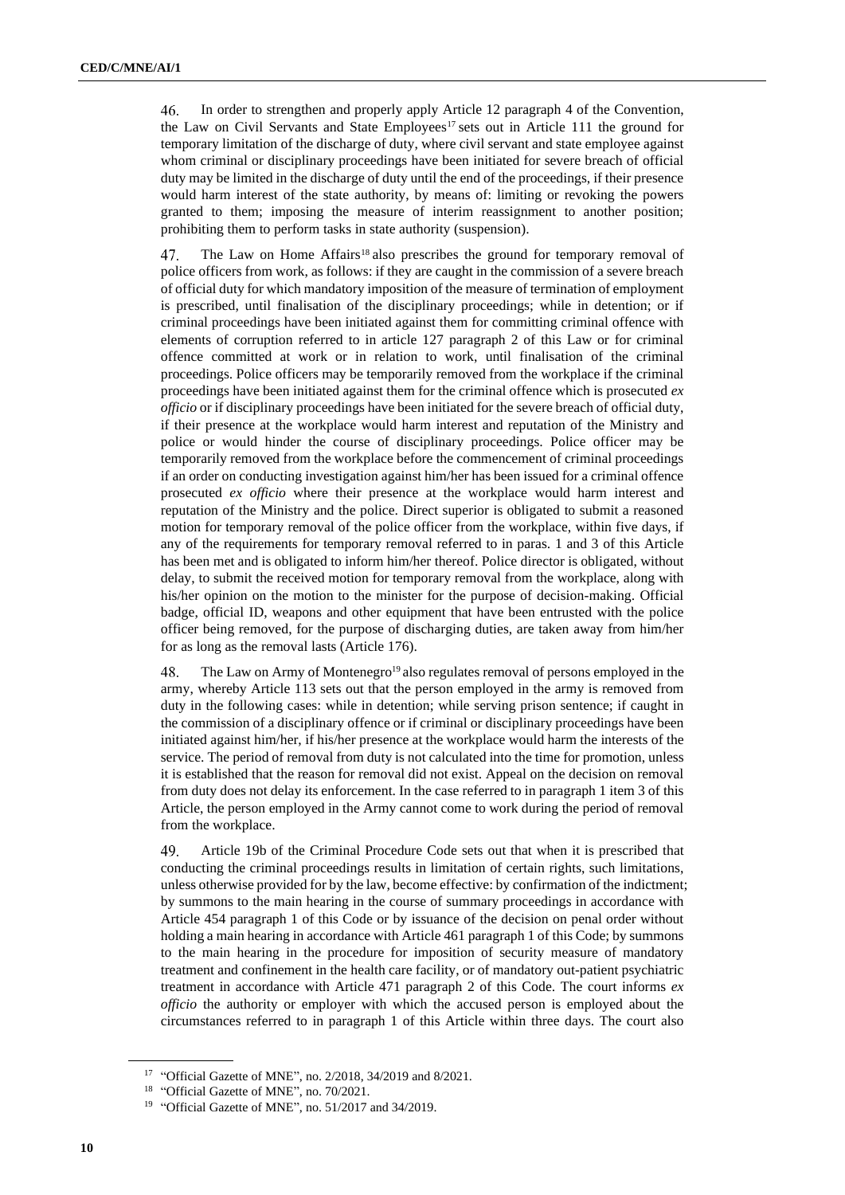46. In order to strengthen and properly apply Article 12 paragraph 4 of the Convention, the Law on Civil Servants and State Employees[17] sets out in Article 111 the ground for temporary limitation of the discharge of duty, where civil servant and state employee against whom criminal or disciplinary proceedings have been initiated for severe breach of official duty may be limited in the discharge of duty until the end of the proceedings, if their presence would harm interest of the state authority, by means of: limiting or revoking the powers granted to them; imposing the measure of interim reassignment to another position; prohibiting them to perform tasks in state authority (suspension).

47. The Law on Home Affairs[18] also prescribes the ground for temporary removal of police officers from work, as follows: if they are caught in the commission of a severe breach of official duty for which mandatory imposition of the measure of termination of employment is prescribed, until finalisation of the disciplinary proceedings; while in detention; or if criminal proceedings have been initiated against them for committing criminal offence with elements of corruption referred to in article 127 paragraph 2 of this Law or for criminal offence committed at work or in relation to work, until finalisation of the criminal proceedings. Police officers may be temporarily removed from the workplace if the criminal proceedings have been initiated against them for the criminal offence which is prosecuted *ex officio* or if disciplinary proceedings have been initiated for the severe breach of official duty, if their presence at the workplace would harm interest and reputation of the Ministry and police or would hinder the course of disciplinary proceedings. Police officer may be temporarily removed from the workplace before the commencement of criminal proceedings if an order on conducting investigation against him/her has been issued for a criminal offence prosecuted *ex officio* where their presence at the workplace would harm interest and reputation of the Ministry and the police. Direct superior is obligated to submit a reasoned motion for temporary removal of the police officer from the workplace, within five days, if any of the requirements for temporary removal referred to in paras. 1 and 3 of this Article has been met and is obligated to inform him/her thereof. Police director is obligated, without delay, to submit the received motion for temporary removal from the workplace, along with his/her opinion on the motion to the minister for the purpose of decision-making. Official badge, official ID, weapons and other equipment that have been entrusted with the police officer being removed, for the purpose of discharging duties, are taken away from him/her for as long as the removal lasts (Article 176).

48. The Law on Army of Montenegro[19] also regulates removal of persons employed in the army, whereby Article 113 sets out that the person employed in the army is removed from duty in the following cases: while in detention; while serving prison sentence; if caught in the commission of a disciplinary offence or if criminal or disciplinary proceedings have been initiated against him/her, if his/her presence at the workplace would harm the interests of the service. The period of removal from duty is not calculated into the time for promotion, unless it is established that the reason for removal did not exist. Appeal on the decision on removal from duty does not delay its enforcement. In the case referred to in paragraph 1 item 3 of this Article, the person employed in the Army cannot come to work during the period of removal from the workplace.

49. Article 19b of the Criminal Procedure Code sets out that when it is prescribed that conducting the criminal proceedings results in limitation of certain rights, such limitations, unless otherwise provided for by the law, become effective: by confirmation of the indictment; by summons to the main hearing in the course of summary proceedings in accordance with Article 454 paragraph 1 of this Code or by issuance of the decision on penal order without holding a main hearing in accordance with Article 461 paragraph 1 of this Code; by summons to the main hearing in the procedure for imposition of security measure of mandatory treatment and confinement in the health care facility, or of mandatory out-patient psychiatric treatment in accordance with Article 471 paragraph 2 of this Code. The court informs *ex officio* the authority or employer with which the accused person is employed about the circumstances referred to in paragraph 1 of this Article within three days. The court also

---

[17] "Official Gazette of MNE", no. 2/2018, 34/2019 and 8/2021.

[18] "Official Gazette of MNE", no. 70/2021.

[19] "Official Gazette of MNE", no. 51/2017 and 34/2019.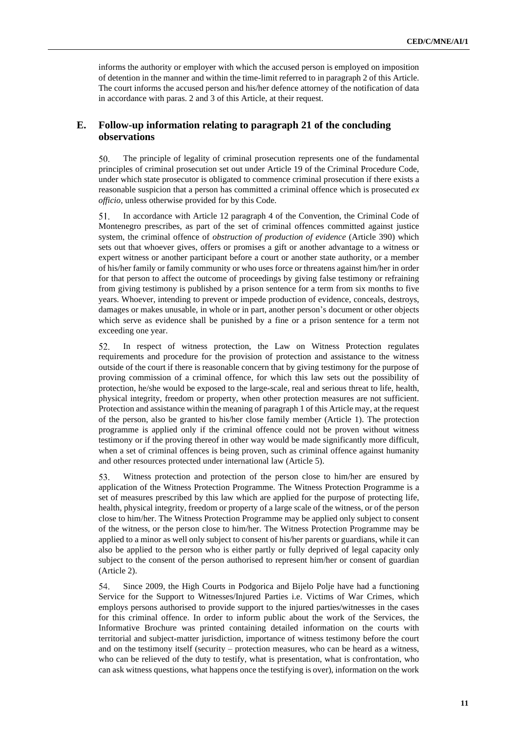informs the authority or employer with which the accused person is employed on imposition of detention in the manner and within the time-limit referred to in paragraph 2 of this Article. The court informs the accused person and his/her defence attorney of the notification of data in accordance with paras. 2 and 3 of this Article, at their request.

## E. Follow-up information relating to paragraph 21 of the concluding observations

50. The principle of legality of criminal prosecution represents one of the fundamental principles of criminal prosecution set out under Article 19 of the Criminal Procedure Code, under which state prosecutor is obligated to commence criminal prosecution if there exists a reasonable suspicion that a person has committed a criminal offence which is prosecuted *ex officio*, unless otherwise provided for by this Code.

51. In accordance with Article 12 paragraph 4 of the Convention, the Criminal Code of Montenegro prescribes, as part of the set of criminal offences committed against justice system, the criminal offence of *obstruction of production of evidence* (Article 390) which sets out that whoever gives, offers or promises a gift or another advantage to a witness or expert witness or another participant before a court or another state authority, or a member of his/her family or family community or who uses force or threatens against him/her in order for that person to affect the outcome of proceedings by giving false testimony or refraining from giving testimony is published by a prison sentence for a term from six months to five years. Whoever, intending to prevent or impede production of evidence, conceals, destroys, damages or makes unusable, in whole or in part, another person's document or other objects which serve as evidence shall be punished by a fine or a prison sentence for a term not exceeding one year.

52. In respect of witness protection, the Law on Witness Protection regulates requirements and procedure for the provision of protection and assistance to the witness outside of the court if there is reasonable concern that by giving testimony for the purpose of proving commission of a criminal offence, for which this law sets out the possibility of protection, he/she would be exposed to the large-scale, real and serious threat to life, health, physical integrity, freedom or property, when other protection measures are not sufficient. Protection and assistance within the meaning of paragraph 1 of this Article may, at the request of the person, also be granted to his/her close family member (Article 1). The protection programme is applied only if the criminal offence could not be proven without witness testimony or if the proving thereof in other way would be made significantly more difficult, when a set of criminal offences is being proven, such as criminal offence against humanity and other resources protected under international law (Article 5).

53. Witness protection and protection of the person close to him/her are ensured by application of the Witness Protection Programme. The Witness Protection Programme is a set of measures prescribed by this law which are applied for the purpose of protecting life, health, physical integrity, freedom or property of a large scale of the witness, or of the person close to him/her. The Witness Protection Programme may be applied only subject to consent of the witness, or the person close to him/her. The Witness Protection Programme may be applied to a minor as well only subject to consent of his/her parents or guardians, while it can also be applied to the person who is either partly or fully deprived of legal capacity only subject to the consent of the person authorised to represent him/her or consent of guardian (Article 2).

54. Since 2009, the High Courts in Podgorica and Bijelo Polje have had a functioning Service for the Support to Witnesses/Injured Parties i.e. Victims of War Crimes, which employs persons authorised to provide support to the injured parties/witnesses in the cases for this criminal offence. In order to inform public about the work of the Services, the Informative Brochure was printed containing detailed information on the courts with territorial and subject-matter jurisdiction, importance of witness testimony before the court and on the testimony itself (security – protection measures, who can be heard as a witness, who can be relieved of the duty to testify, what is presentation, what is confrontation, who can ask witness questions, what happens once the testifying is over), information on the work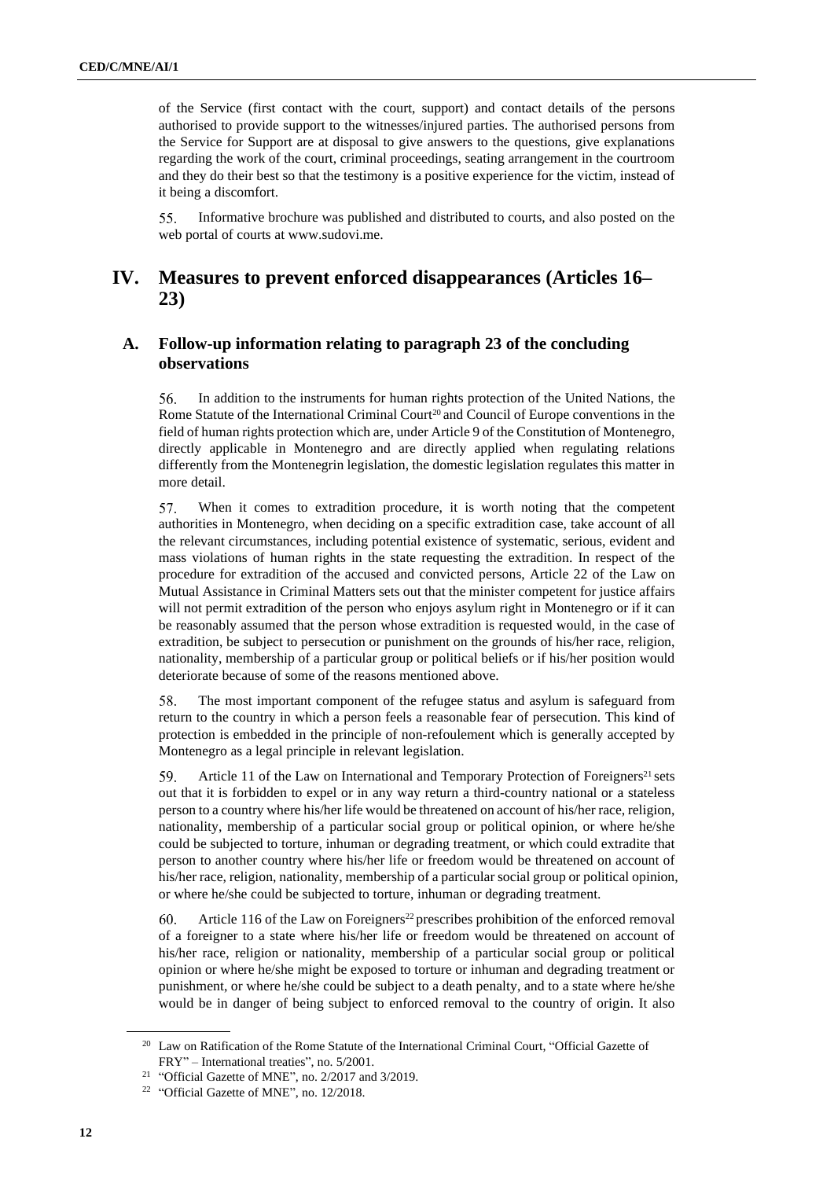of the Service (first contact with the court, support) and contact details of the persons authorised to provide support to the witnesses/injured parties. The authorised persons from the Service for Support are at disposal to give answers to the questions, give explanations regarding the work of the court, criminal proceedings, seating arrangement in the courtroom and they do their best so that the testimony is a positive experience for the victim, instead of it being a discomfort.

55. Informative brochure was published and distributed to courts, and also posted on the web portal of courts at www.sudovi.me.

# IV. Measures to prevent enforced disappearances (Articles 16–23)

## A. Follow-up information relating to paragraph 23 of the concluding observations

56. In addition to the instruments for human rights protection of the United Nations, the Rome Statute of the International Criminal Court[20] and Council of Europe conventions in the field of human rights protection which are, under Article 9 of the Constitution of Montenegro, directly applicable in Montenegro and are directly applied when regulating relations differently from the Montenegrin legislation, the domestic legislation regulates this matter in more detail.

57. When it comes to extradition procedure, it is worth noting that the competent authorities in Montenegro, when deciding on a specific extradition case, take account of all the relevant circumstances, including potential existence of systematic, serious, evident and mass violations of human rights in the state requesting the extradition. In respect of the procedure for extradition of the accused and convicted persons, Article 22 of the Law on Mutual Assistance in Criminal Matters sets out that the minister competent for justice affairs will not permit extradition of the person who enjoys asylum right in Montenegro or if it can be reasonably assumed that the person whose extradition is requested would, in the case of extradition, be subject to persecution or punishment on the grounds of his/her race, religion, nationality, membership of a particular group or political beliefs or if his/her position would deteriorate because of some of the reasons mentioned above.

58. The most important component of the refugee status and asylum is safeguard from return to the country in which a person feels a reasonable fear of persecution. This kind of protection is embedded in the principle of non-refoulement which is generally accepted by Montenegro as a legal principle in relevant legislation.

59. Article 11 of the Law on International and Temporary Protection of Foreigners[21] sets out that it is forbidden to expel or in any way return a third-country national or a stateless person to a country where his/her life would be threatened on account of his/her race, religion, nationality, membership of a particular social group or political opinion, or where he/she could be subjected to torture, inhuman or degrading treatment, or which could extradite that person to another country where his/her life or freedom would be threatened on account of his/her race, religion, nationality, membership of a particular social group or political opinion, or where he/she could be subjected to torture, inhuman or degrading treatment.

60. Article 116 of the Law on Foreigners[22] prescribes prohibition of the enforced removal of a foreigner to a state where his/her life or freedom would be threatened on account of his/her race, religion or nationality, membership of a particular social group or political opinion or where he/she might be exposed to torture or inhuman and degrading treatment or punishment, or where he/she could be subject to a death penalty, and to a state where he/she would be in danger of being subject to enforced removal to the country of origin. It also

[20] Law on Ratification of the Rome Statute of the International Criminal Court, "Official Gazette of FRY" – International treaties", no. 5/2001.

[21] "Official Gazette of MNE", no. 2/2017 and 3/2019.

[22] "Official Gazette of MNE", no. 12/2018.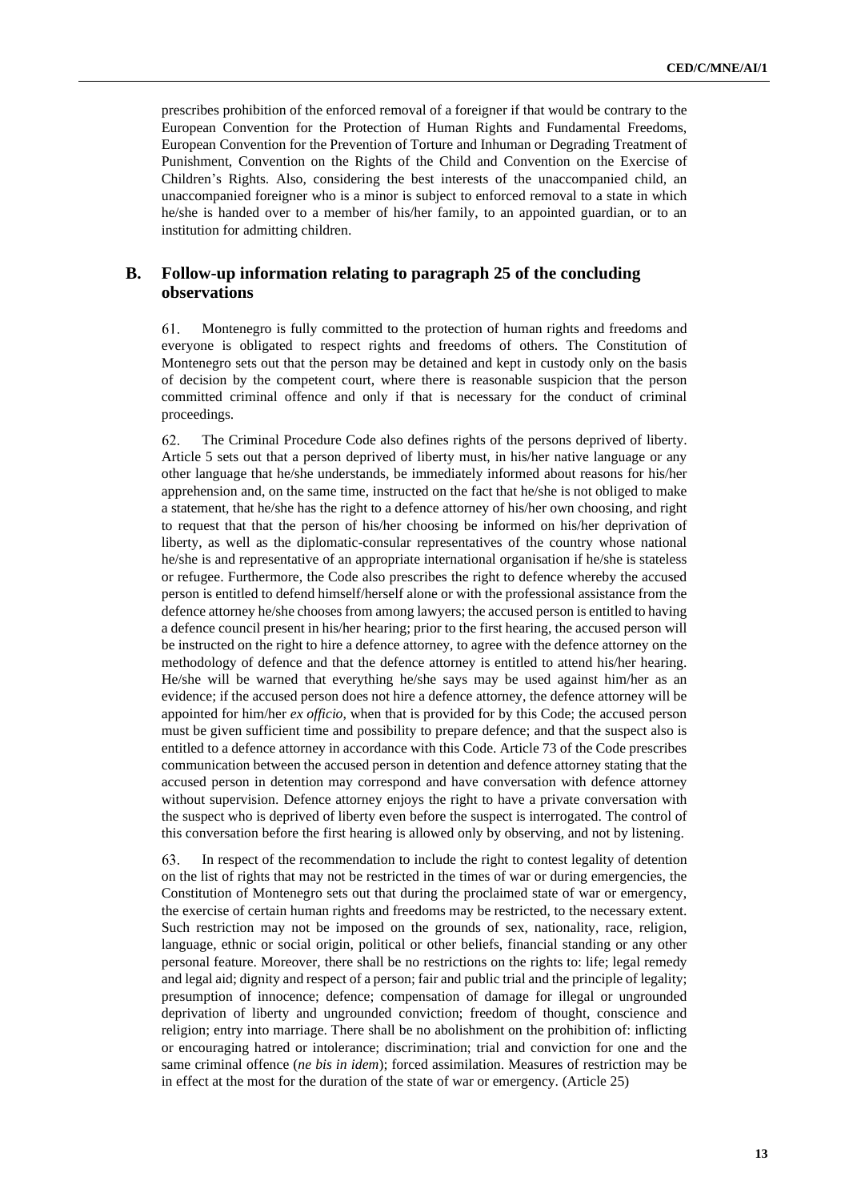prescribes prohibition of the enforced removal of a foreigner if that would be contrary to the European Convention for the Protection of Human Rights and Fundamental Freedoms, European Convention for the Prevention of Torture and Inhuman or Degrading Treatment of Punishment, Convention on the Rights of the Child and Convention on the Exercise of Children's Rights. Also, considering the best interests of the unaccompanied child, an unaccompanied foreigner who is a minor is subject to enforced removal to a state in which he/she is handed over to a member of his/her family, to an appointed guardian, or to an institution for admitting children.

## B. Follow-up information relating to paragraph 25 of the concluding observations

61. Montenegro is fully committed to the protection of human rights and freedoms and everyone is obligated to respect rights and freedoms of others. The Constitution of Montenegro sets out that the person may be detained and kept in custody only on the basis of decision by the competent court, where there is reasonable suspicion that the person committed criminal offence and only if that is necessary for the conduct of criminal proceedings.

62. The Criminal Procedure Code also defines rights of the persons deprived of liberty. Article 5 sets out that a person deprived of liberty must, in his/her native language or any other language that he/she understands, be immediately informed about reasons for his/her apprehension and, on the same time, instructed on the fact that he/she is not obliged to make a statement, that he/she has the right to a defence attorney of his/her own choosing, and right to request that that the person of his/her choosing be informed on his/her deprivation of liberty, as well as the diplomatic-consular representatives of the country whose national he/she is and representative of an appropriate international organisation if he/she is stateless or refugee. Furthermore, the Code also prescribes the right to defence whereby the accused person is entitled to defend himself/herself alone or with the professional assistance from the defence attorney he/she chooses from among lawyers; the accused person is entitled to having a defence council present in his/her hearing; prior to the first hearing, the accused person will be instructed on the right to hire a defence attorney, to agree with the defence attorney on the methodology of defence and that the defence attorney is entitled to attend his/her hearing. He/she will be warned that everything he/she says may be used against him/her as an evidence; if the accused person does not hire a defence attorney, the defence attorney will be appointed for him/her *ex officio*, when that is provided for by this Code; the accused person must be given sufficient time and possibility to prepare defence; and that the suspect also is entitled to a defence attorney in accordance with this Code. Article 73 of the Code prescribes communication between the accused person in detention and defence attorney stating that the accused person in detention may correspond and have conversation with defence attorney without supervision. Defence attorney enjoys the right to have a private conversation with the suspect who is deprived of liberty even before the suspect is interrogated. The control of this conversation before the first hearing is allowed only by observing, and not by listening.

63. In respect of the recommendation to include the right to contest legality of detention on the list of rights that may not be restricted in the times of war or during emergencies, the Constitution of Montenegro sets out that during the proclaimed state of war or emergency, the exercise of certain human rights and freedoms may be restricted, to the necessary extent. Such restriction may not be imposed on the grounds of sex, nationality, race, religion, language, ethnic or social origin, political or other beliefs, financial standing or any other personal feature. Moreover, there shall be no restrictions on the rights to: life; legal remedy and legal aid; dignity and respect of a person; fair and public trial and the principle of legality; presumption of innocence; defence; compensation of damage for illegal or ungrounded deprivation of liberty and ungrounded conviction; freedom of thought, conscience and religion; entry into marriage. There shall be no abolishment on the prohibition of: inflicting or encouraging hatred or intolerance; discrimination; trial and conviction for one and the same criminal offence (*ne bis in idem*); forced assimilation. Measures of restriction may be in effect at the most for the duration of the state of war or emergency. (Article 25)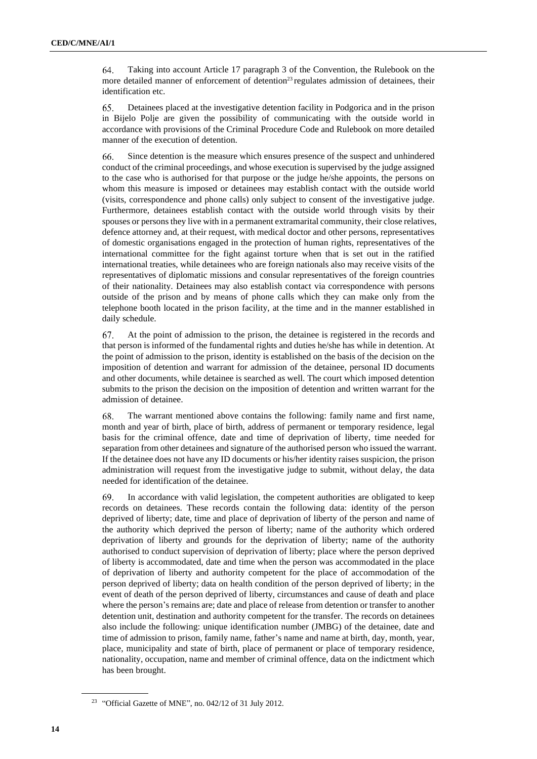64. Taking into account Article 17 paragraph 3 of the Convention, the Rulebook on the more detailed manner of enforcement of detention[23] regulates admission of detainees, their identification etc.

65. Detainees placed at the investigative detention facility in Podgorica and in the prison in Bijelo Polje are given the possibility of communicating with the outside world in accordance with provisions of the Criminal Procedure Code and Rulebook on more detailed manner of the execution of detention.

66. Since detention is the measure which ensures presence of the suspect and unhindered conduct of the criminal proceedings, and whose execution is supervised by the judge assigned to the case who is authorised for that purpose or the judge he/she appoints, the persons on whom this measure is imposed or detainees may establish contact with the outside world (visits, correspondence and phone calls) only subject to consent of the investigative judge. Furthermore, detainees establish contact with the outside world through visits by their spouses or persons they live with in a permanent extramarital community, their close relatives, defence attorney and, at their request, with medical doctor and other persons, representatives of domestic organisations engaged in the protection of human rights, representatives of the international committee for the fight against torture when that is set out in the ratified international treaties, while detainees who are foreign nationals also may receive visits of the representatives of diplomatic missions and consular representatives of the foreign countries of their nationality. Detainees may also establish contact via correspondence with persons outside of the prison and by means of phone calls which they can make only from the telephone booth located in the prison facility, at the time and in the manner established in daily schedule.

67. At the point of admission to the prison, the detainee is registered in the records and that person is informed of the fundamental rights and duties he/she has while in detention. At the point of admission to the prison, identity is established on the basis of the decision on the imposition of detention and warrant for admission of the detainee, personal ID documents and other documents, while detainee is searched as well. The court which imposed detention submits to the prison the decision on the imposition of detention and written warrant for the admission of detainee.

68. The warrant mentioned above contains the following: family name and first name, month and year of birth, place of birth, address of permanent or temporary residence, legal basis for the criminal offence, date and time of deprivation of liberty, time needed for separation from other detainees and signature of the authorised person who issued the warrant. If the detainee does not have any ID documents or his/her identity raises suspicion, the prison administration will request from the investigative judge to submit, without delay, the data needed for identification of the detainee.

69. In accordance with valid legislation, the competent authorities are obligated to keep records on detainees. These records contain the following data: identity of the person deprived of liberty; date, time and place of deprivation of liberty of the person and name of the authority which deprived the person of liberty; name of the authority which ordered deprivation of liberty and grounds for the deprivation of liberty; name of the authority authorised to conduct supervision of deprivation of liberty; place where the person deprived of liberty is accommodated, date and time when the person was accommodated in the place of deprivation of liberty and authority competent for the place of accommodation of the person deprived of liberty; data on health condition of the person deprived of liberty; in the event of death of the person deprived of liberty, circumstances and cause of death and place where the person's remains are; date and place of release from detention or transfer to another detention unit, destination and authority competent for the transfer. The records on detainees also include the following: unique identification number (JMBG) of the detainee, date and time of admission to prison, family name, father's name and name at birth, day, month, year, place, municipality and state of birth, place of permanent or place of temporary residence, nationality, occupation, name and member of criminal offence, data on the indictment which has been brought.

[23] "Official Gazette of MNE", no. 042/12 of 31 July 2012.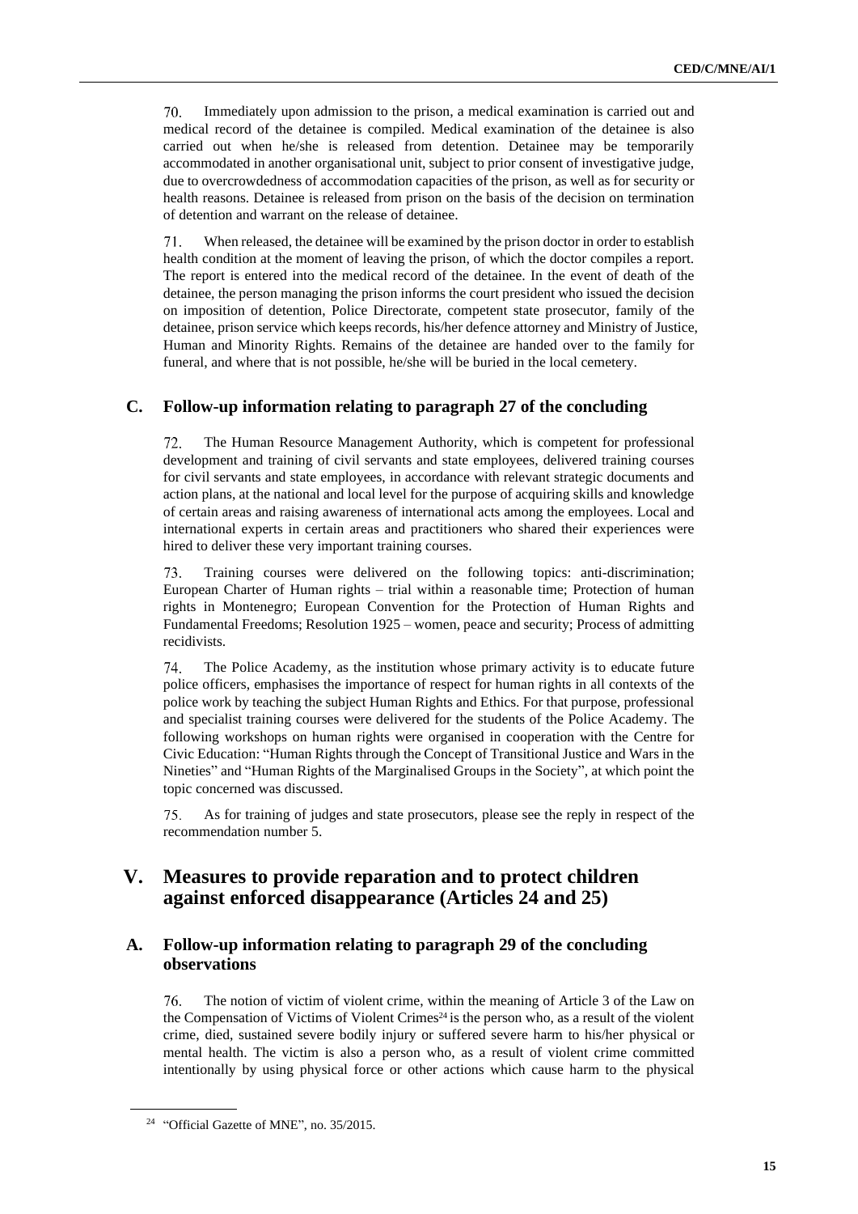70. Immediately upon admission to the prison, a medical examination is carried out and medical record of the detainee is compiled. Medical examination of the detainee is also carried out when he/she is released from detention. Detainee may be temporarily accommodated in another organisational unit, subject to prior consent of investigative judge, due to overcrowdedness of accommodation capacities of the prison, as well as for security or health reasons. Detainee is released from prison on the basis of the decision on termination of detention and warrant on the release of detainee.

71. When released, the detainee will be examined by the prison doctor in order to establish health condition at the moment of leaving the prison, of which the doctor compiles a report. The report is entered into the medical record of the detainee. In the event of death of the detainee, the person managing the prison informs the court president who issued the decision on imposition of detention, Police Directorate, competent state prosecutor, family of the detainee, prison service which keeps records, his/her defence attorney and Ministry of Justice, Human and Minority Rights. Remains of the detainee are handed over to the family for funeral, and where that is not possible, he/she will be buried in the local cemetery.

### C. Follow-up information relating to paragraph 27 of the concluding

72. The Human Resource Management Authority, which is competent for professional development and training of civil servants and state employees, delivered training courses for civil servants and state employees, in accordance with relevant strategic documents and action plans, at the national and local level for the purpose of acquiring skills and knowledge of certain areas and raising awareness of international acts among the employees. Local and international experts in certain areas and practitioners who shared their experiences were hired to deliver these very important training courses.

73. Training courses were delivered on the following topics: anti-discrimination; European Charter of Human rights – trial within a reasonable time; Protection of human rights in Montenegro; European Convention for the Protection of Human Rights and Fundamental Freedoms; Resolution 1925 – women, peace and security; Process of admitting recidivists.

74. The Police Academy, as the institution whose primary activity is to educate future police officers, emphasises the importance of respect for human rights in all contexts of the police work by teaching the subject Human Rights and Ethics. For that purpose, professional and specialist training courses were delivered for the students of the Police Academy. The following workshops on human rights were organised in cooperation with the Centre for Civic Education: "Human Rights through the Concept of Transitional Justice and Wars in the Nineties" and "Human Rights of the Marginalised Groups in the Society", at which point the topic concerned was discussed.

75. As for training of judges and state prosecutors, please see the reply in respect of the recommendation number 5.

## V. Measures to provide reparation and to protect children against enforced disappearance (Articles 24 and 25)

### A. Follow-up information relating to paragraph 29 of the concluding observations

76. The notion of victim of violent crime, within the meaning of Article 3 of the Law on the Compensation of Victims of Violent Crimes[24] is the person who, as a result of the violent crime, died, sustained severe bodily injury or suffered severe harm to his/her physical or mental health. The victim is also a person who, as a result of violent crime committed intentionally by using physical force or other actions which cause harm to the physical

[24] "Official Gazette of MNE", no. 35/2015.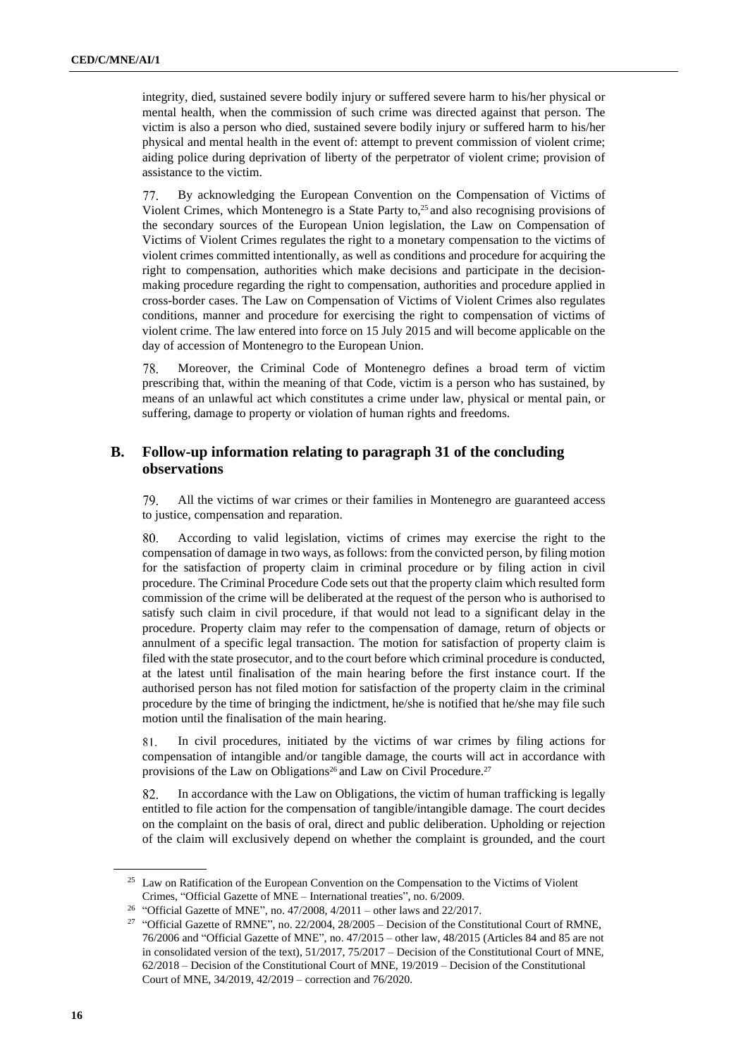integrity, died, sustained severe bodily injury or suffered severe harm to his/her physical or mental health, when the commission of such crime was directed against that person. The victim is also a person who died, sustained severe bodily injury or suffered harm to his/her physical and mental health in the event of: attempt to prevent commission of violent crime; aiding police during deprivation of liberty of the perpetrator of violent crime; provision of assistance to the victim.

77. By acknowledging the European Convention on the Compensation of Victims of Violent Crimes, which Montenegro is a State Party to,[25] and also recognising provisions of the secondary sources of the European Union legislation, the Law on Compensation of Victims of Violent Crimes regulates the right to a monetary compensation to the victims of violent crimes committed intentionally, as well as conditions and procedure for acquiring the right to compensation, authorities which make decisions and participate in the decision-making procedure regarding the right to compensation, authorities and procedure applied in cross-border cases. The Law on Compensation of Victims of Violent Crimes also regulates conditions, manner and procedure for exercising the right to compensation of victims of violent crime. The law entered into force on 15 July 2015 and will become applicable on the day of accession of Montenegro to the European Union.

78. Moreover, the Criminal Code of Montenegro defines a broad term of victim prescribing that, within the meaning of that Code, victim is a person who has sustained, by means of an unlawful act which constitutes a crime under law, physical or mental pain, or suffering, damage to property or violation of human rights and freedoms.

## B. Follow-up information relating to paragraph 31 of the concluding observations

79. All the victims of war crimes or their families in Montenegro are guaranteed access to justice, compensation and reparation.

80. According to valid legislation, victims of crimes may exercise the right to the compensation of damage in two ways, as follows: from the convicted person, by filing motion for the satisfaction of property claim in criminal procedure or by filing action in civil procedure. The Criminal Procedure Code sets out that the property claim which resulted form commission of the crime will be deliberated at the request of the person who is authorised to satisfy such claim in civil procedure, if that would not lead to a significant delay in the procedure. Property claim may refer to the compensation of damage, return of objects or annulment of a specific legal transaction. The motion for satisfaction of property claim is filed with the state prosecutor, and to the court before which criminal procedure is conducted, at the latest until finalisation of the main hearing before the first instance court. If the authorised person has not filed motion for satisfaction of the property claim in the criminal procedure by the time of bringing the indictment, he/she is notified that he/she may file such motion until the finalisation of the main hearing.

81. In civil procedures, initiated by the victims of war crimes by filing actions for compensation of intangible and/or tangible damage, the courts will act in accordance with provisions of the Law on Obligations[26] and Law on Civil Procedure.[27]

82. In accordance with the Law on Obligations, the victim of human trafficking is legally entitled to file action for the compensation of tangible/intangible damage. The court decides on the complaint on the basis of oral, direct and public deliberation. Upholding or rejection of the claim will exclusively depend on whether the complaint is grounded, and the court

---

[25] Law on Ratification of the European Convention on the Compensation to the Victims of Violent Crimes, "Official Gazette of MNE – International treaties", no. 6/2009.

[26] "Official Gazette of MNE", no. 47/2008, 4/2011 – other laws and 22/2017.

[27] "Official Gazette of RMNE", no. 22/2004, 28/2005 – Decision of the Constitutional Court of RMNE, 76/2006 and "Official Gazette of MNE", no. 47/2015 – other law, 48/2015 (Articles 84 and 85 are not in consolidated version of the text), 51/2017, 75/2017 – Decision of the Constitutional Court of MNE, 62/2018 – Decision of the Constitutional Court of MNE, 19/2019 – Decision of the Constitutional Court of MNE, 34/2019, 42/2019 – correction and 76/2020.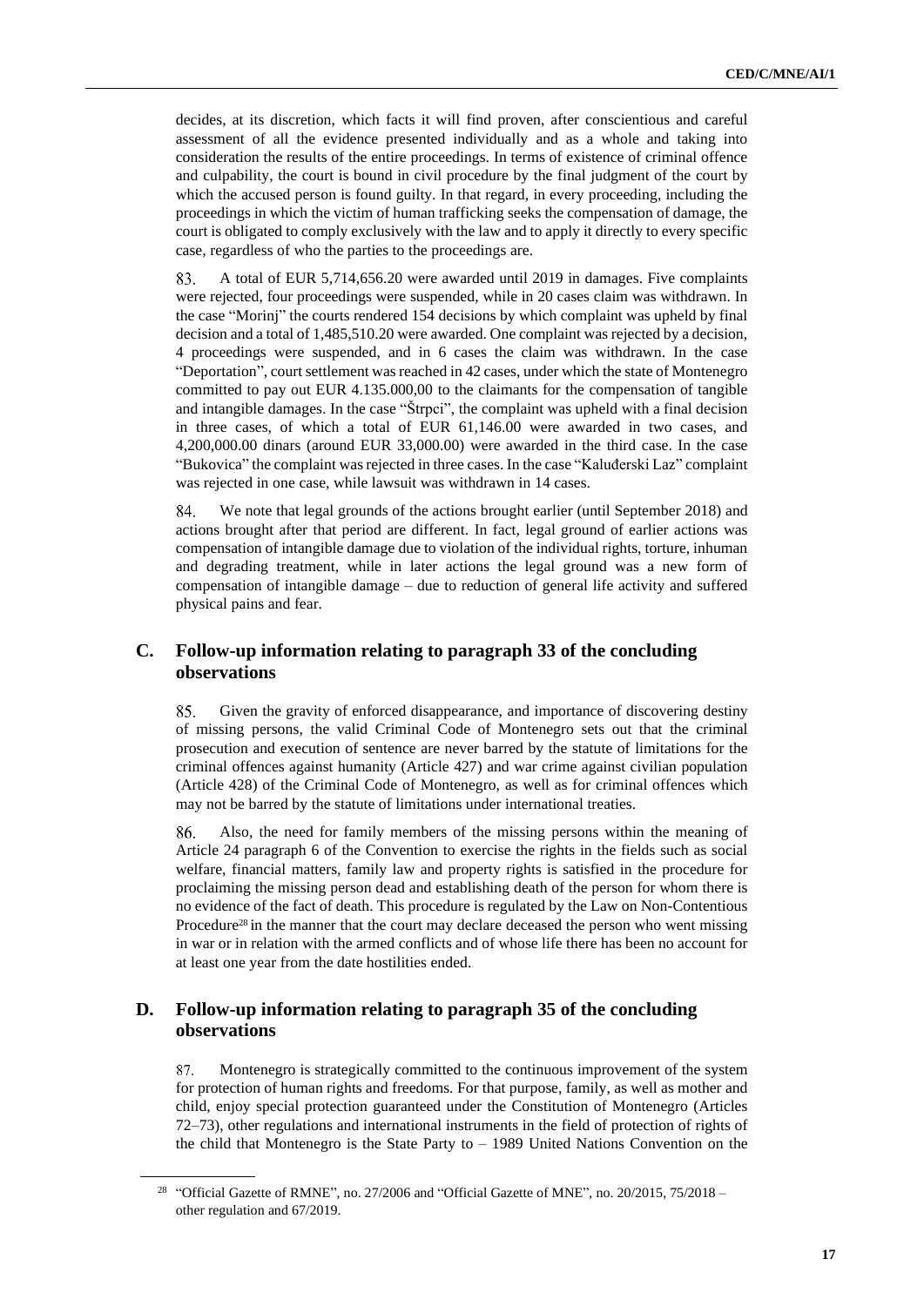decides, at its discretion, which facts it will find proven, after conscientious and careful assessment of all the evidence presented individually and as a whole and taking into consideration the results of the entire proceedings. In terms of existence of criminal offence and culpability, the court is bound in civil procedure by the final judgment of the court by which the accused person is found guilty. In that regard, in every proceeding, including the proceedings in which the victim of human trafficking seeks the compensation of damage, the court is obligated to comply exclusively with the law and to apply it directly to every specific case, regardless of who the parties to the proceedings are.

83. A total of EUR 5,714,656.20 were awarded until 2019 in damages. Five complaints were rejected, four proceedings were suspended, while in 20 cases claim was withdrawn. In the case "Morinj" the courts rendered 154 decisions by which complaint was upheld by final decision and a total of 1,485,510.20 were awarded. One complaint was rejected by a decision, 4 proceedings were suspended, and in 6 cases the claim was withdrawn. In the case "Deportation", court settlement was reached in 42 cases, under which the state of Montenegro committed to pay out EUR 4.135.000,00 to the claimants for the compensation of tangible and intangible damages. In the case "Štrpci", the complaint was upheld with a final decision in three cases, of which a total of EUR 61,146.00 were awarded in two cases, and 4,200,000.00 dinars (around EUR 33,000.00) were awarded in the third case. In the case "Bukovica" the complaint was rejected in three cases. In the case "Kaluđerski Laz" complaint was rejected in one case, while lawsuit was withdrawn in 14 cases.

84. We note that legal grounds of the actions brought earlier (until September 2018) and actions brought after that period are different. In fact, legal ground of earlier actions was compensation of intangible damage due to violation of the individual rights, torture, inhuman and degrading treatment, while in later actions the legal ground was a new form of compensation of intangible damage – due to reduction of general life activity and suffered physical pains and fear.

## C. Follow-up information relating to paragraph 33 of the concluding observations

85. Given the gravity of enforced disappearance, and importance of discovering destiny of missing persons, the valid Criminal Code of Montenegro sets out that the criminal prosecution and execution of sentence are never barred by the statute of limitations for the criminal offences against humanity (Article 427) and war crime against civilian population (Article 428) of the Criminal Code of Montenegro, as well as for criminal offences which may not be barred by the statute of limitations under international treaties.

86. Also, the need for family members of the missing persons within the meaning of Article 24 paragraph 6 of the Convention to exercise the rights in the fields such as social welfare, financial matters, family law and property rights is satisfied in the procedure for proclaiming the missing person dead and establishing death of the person for whom there is no evidence of the fact of death. This procedure is regulated by the Law on Non-Contentious Procedure[28] in the manner that the court may declare deceased the person who went missing in war or in relation with the armed conflicts and of whose life there has been no account for at least one year from the date hostilities ended.

## D. Follow-up information relating to paragraph 35 of the concluding observations

87. Montenegro is strategically committed to the continuous improvement of the system for protection of human rights and freedoms. For that purpose, family, as well as mother and child, enjoy special protection guaranteed under the Constitution of Montenegro (Articles 72–73), other regulations and international instruments in the field of protection of rights of the child that Montenegro is the State Party to – 1989 United Nations Convention on the

[28] "Official Gazette of RMNE", no. 27/2006 and "Official Gazette of MNE", no. 20/2015, 75/2018 – other regulation and 67/2019.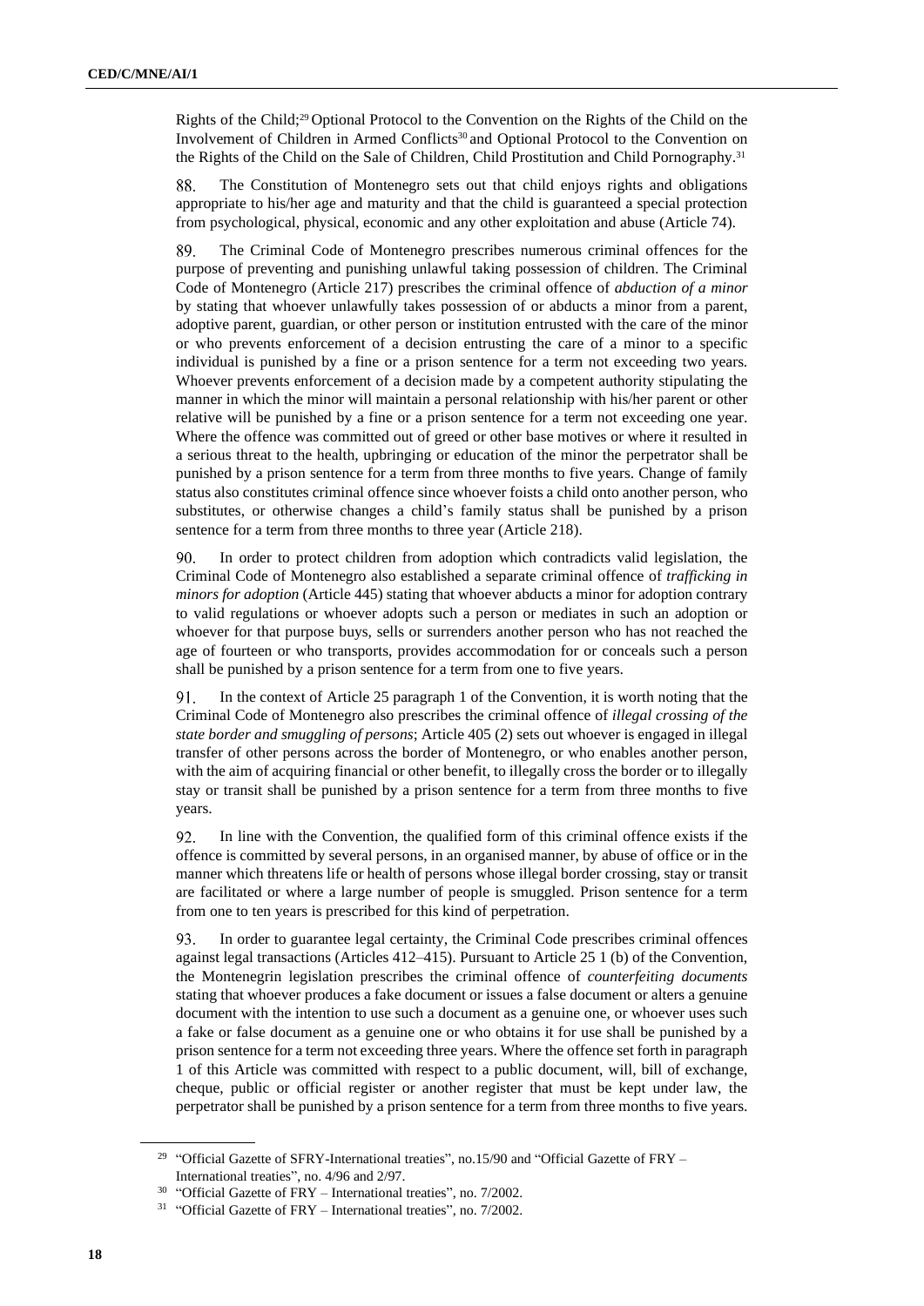Rights of the Child;[29] Optional Protocol to the Convention on the Rights of the Child on the Involvement of Children in Armed Conflicts[30] and Optional Protocol to the Convention on the Rights of the Child on the Sale of Children, Child Prostitution and Child Pornography.[31]

88. The Constitution of Montenegro sets out that child enjoys rights and obligations appropriate to his/her age and maturity and that the child is guaranteed a special protection from psychological, physical, economic and any other exploitation and abuse (Article 74).

89. The Criminal Code of Montenegro prescribes numerous criminal offences for the purpose of preventing and punishing unlawful taking possession of children. The Criminal Code of Montenegro (Article 217) prescribes the criminal offence of *abduction of a minor* by stating that whoever unlawfully takes possession of or abducts a minor from a parent, adoptive parent, guardian, or other person or institution entrusted with the care of the minor or who prevents enforcement of a decision entrusting the care of a minor to a specific individual is punished by a fine or a prison sentence for a term not exceeding two years. Whoever prevents enforcement of a decision made by a competent authority stipulating the manner in which the minor will maintain a personal relationship with his/her parent or other relative will be punished by a fine or a prison sentence for a term not exceeding one year. Where the offence was committed out of greed or other base motives or where it resulted in a serious threat to the health, upbringing or education of the minor the perpetrator shall be punished by a prison sentence for a term from three months to five years. Change of family status also constitutes criminal offence since whoever foists a child onto another person, who substitutes, or otherwise changes a child's family status shall be punished by a prison sentence for a term from three months to three year (Article 218).

90. In order to protect children from adoption which contradicts valid legislation, the Criminal Code of Montenegro also established a separate criminal offence of *trafficking in minors for adoption* (Article 445) stating that whoever abducts a minor for adoption contrary to valid regulations or whoever adopts such a person or mediates in such an adoption or whoever for that purpose buys, sells or surrenders another person who has not reached the age of fourteen or who transports, provides accommodation for or conceals such a person shall be punished by a prison sentence for a term from one to five years.

91. In the context of Article 25 paragraph 1 of the Convention, it is worth noting that the Criminal Code of Montenegro also prescribes the criminal offence of *illegal crossing of the state border and smuggling of persons*; Article 405 (2) sets out whoever is engaged in illegal transfer of other persons across the border of Montenegro, or who enables another person, with the aim of acquiring financial or other benefit, to illegally cross the border or to illegally stay or transit shall be punished by a prison sentence for a term from three months to five years.

92. In line with the Convention, the qualified form of this criminal offence exists if the offence is committed by several persons, in an organised manner, by abuse of office or in the manner which threatens life or health of persons whose illegal border crossing, stay or transit are facilitated or where a large number of people is smuggled. Prison sentence for a term from one to ten years is prescribed for this kind of perpetration.

93. In order to guarantee legal certainty, the Criminal Code prescribes criminal offences against legal transactions (Articles 412–415). Pursuant to Article 25 1 (b) of the Convention, the Montenegrin legislation prescribes the criminal offence of *counterfeiting documents* stating that whoever produces a fake document or issues a false document or alters a genuine document with the intention to use such a document as a genuine one, or whoever uses such a fake or false document as a genuine one or who obtains it for use shall be punished by a prison sentence for a term not exceeding three years. Where the offence set forth in paragraph 1 of this Article was committed with respect to a public document, will, bill of exchange, cheque, public or official register or another register that must be kept under law, the perpetrator shall be punished by a prison sentence for a term from three months to five years.

---

[29] "Official Gazette of SFRY-International treaties", no.15/90 and "Official Gazette of FRY – International treaties", no. 4/96 and 2/97.

[30] "Official Gazette of FRY – International treaties", no. 7/2002.

[31] "Official Gazette of FRY – International treaties", no. 7/2002.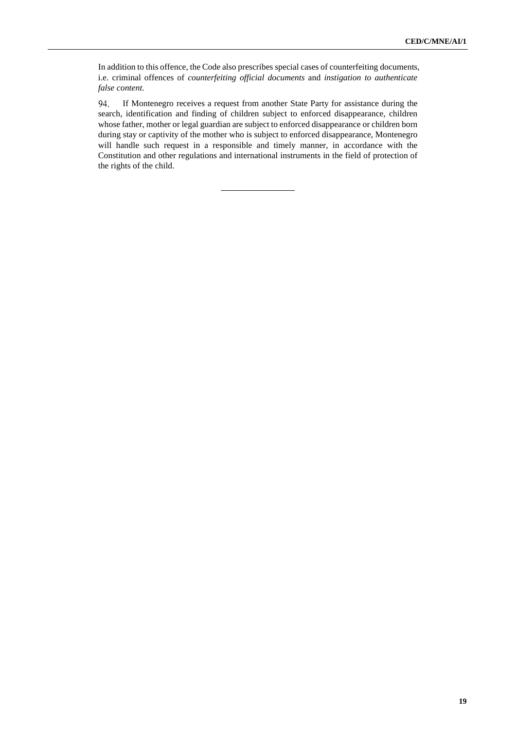In addition to this offence, the Code also prescribes special cases of counterfeiting documents, i.e. criminal offences of *counterfeiting official documents* and *instigation to authenticate false content*.

94. If Montenegro receives a request from another State Party for assistance during the search, identification and finding of children subject to enforced disappearance, children whose father, mother or legal guardian are subject to enforced disappearance or children born during stay or captivity of the mother who is subject to enforced disappearance, Montenegro will handle such request in a responsible and timely manner, in accordance with the Constitution and other regulations and international instruments in the field of protection of the rights of the child.